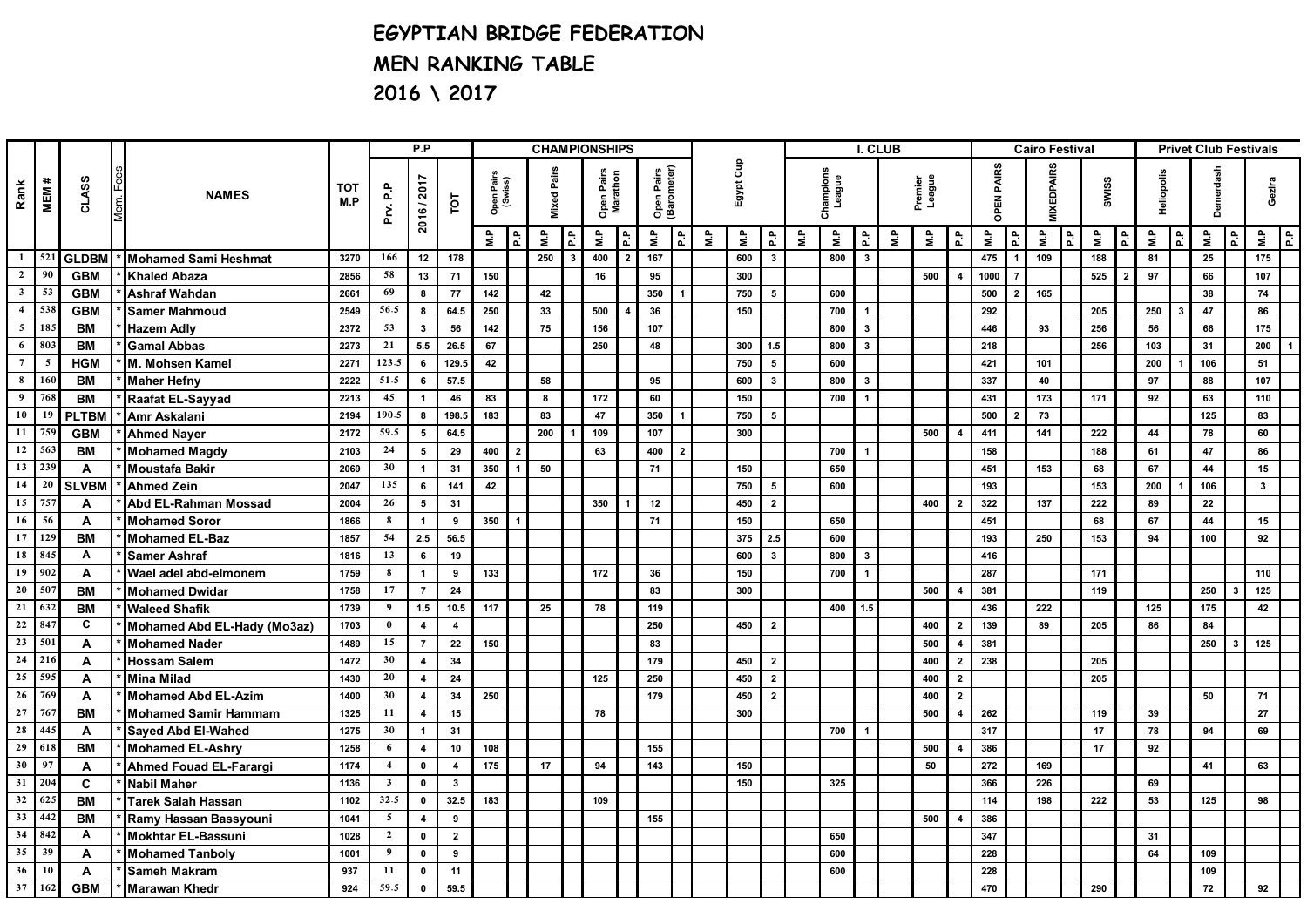# EGYPTIAN BRIDGE FEDERATION

# MEN RANKING TABLE

# 2016 \ 2017

| Rank | MEM # | CLASS | Mem. Fees | NAMES | TOT M.P | P.P | | | CHAMPIONSHIPS | | | | | | | | Egypt Cup | | | I. CLUB | | | | | | Cairo Festival | | | | | | Privet Club Festivals | | | | | |
|---|---|---|---|---|---|---|---|---|---|---|---|---|---|---|---|---|---|---|---|---|---|---|---|---|---|---|---|---|---|---|---|---|---|---|---|---|---|
| | | | | | | Prv. P.P | 2016 / 2017 | TOT | Open Pairs (Swiss) | | Mixed Pairs | | Open Pairs Marathon | | Open Pairs (Barometer) | | | | | Champions League | | | Premier League | | | OPEN PAIRS | | MIXEDPAIRS | | SWISS | | Heliopolis | | Demerdash | | Gezira | |
| | | | | | | | | | M.P | P.P | M.P | P.P | M.P | P.P | M.P | P.P | M.P | M.P | P.P | M.P | M.P | P.P | M.P | M.P | P.P | M.P | P.P | M.P | P.P | M.P | P.P | M.P | P.P | M.P | P.P | M.P | P.P |
| 1 | 521 | GLDBM | * | Mohamed Sami Heshmat | 3270 | 166 | 12 | 178 | | | 250 | 3 | 400 | 2 | 167 | | | 600 | 3 | | 800 | 3 | | | | 475 | 1 | 109 | | 188 | | 81 | | 25 | | 175 | |
| 2 | 90 | GBM | * | Khaled Abaza | 2856 | 58 | 13 | 71 | 150 | | | | 16 | | 95 | | | 300 | | | | | | 500 | 4 | 1000 | 7 | | | 525 | 2 | 97 | | 66 | | 107 | |
| 3 | 53 | GBM | * | Ashraf Wahdan | 2661 | 69 | 8 | 77 | 142 | | 42 | | | | 350 | 1 | | 750 | 5 | | 600 | | | | | 500 | 2 | 165 | | | | | | 38 | | 74 | |
| 4 | 538 | GBM | * | Samer Mahmoud | 2549 | 56.5 | 8 | 64.5 | 250 | | 33 | | 500 | 4 | 36 | | | 150 | | | 700 | 1 | | | | 292 | | | | 205 | | 250 | 3 | 47 | | 86 | |
| 5 | 185 | BM | * | Hazem Adly | 2372 | 53 | 3 | 56 | 142 | | 75 | | 156 | | 107 | | | | | | 800 | 3 | | | | 446 | | 93 | | 256 | | 56 | | 66 | | 175 | |
| 6 | 803 | BM | * | Gamal Abbas | 2273 | 21 | 5.5 | 26.5 | 67 | | | | 250 | | 48 | | | 300 | 1.5 | | 800 | 3 | | | | 218 | | | | 256 | | 103 | | 31 | | 200 | 1 |
| 7 | 5 | HGM | * | M. Mohsen Kamel | 2271 | 123.5 | 6 | 129.5 | 42 | | | | | | | | | 750 | 5 | | 600 | | | | | 421 | | 101 | | | | 200 | 1 | 106 | | 51 | |
| 8 | 160 | BM | * | Maher Hefny | 2222 | 51.5 | 6 | 57.5 | | | 58 | | | | 95 | | | 600 | 3 | | 800 | 3 | | | | 337 | | 40 | | | | 97 | | 88 | | 107 | |
| 9 | 768 | BM | * | Raafat EL-Sayyad | 2213 | 45 | 1 | 46 | 83 | | 8 | | 172 | | 60 | | | 150 | | | 700 | 1 | | | | 431 | | 173 | | 171 | | 92 | | 63 | | 110 | |
| 10 | 19 | PLTBM | * | Amr Askalani | 2194 | 190.5 | 8 | 198.5 | 183 | | 83 | | 47 | | 350 | 1 | | 750 | 5 | | | | | | | 500 | 2 | 73 | | | | | | 125 | | 83 | |
| 11 | 759 | GBM | * | Ahmed Nayer | 2172 | 59.5 | 5 | 64.5 | | | 200 | 1 | 109 | | 107 | | | 300 | | | | | | 500 | 4 | 411 | | 141 | | 222 | | 44 | | 78 | | 60 | |
| 12 | 563 | BM | * | Mohamed Magdy | 2103 | 24 | 5 | 29 | 400 | 2 | | | 63 | | 400 | 2 | | | | | 700 | 1 | | | | 158 | | | | 188 | | 61 | | 47 | | 86 | |
| 13 | 239 | A | * | Moustafa Bakir | 2069 | 30 | 1 | 31 | 350 | 1 | 50 | | | | 71 | | | 150 | | | 650 | | | | | 451 | | 153 | | 68 | | 67 | | 44 | | 15 | |
| 14 | 20 | SLVBM | * | Ahmed Zein | 2047 | 135 | 6 | 141 | 42 | | | | | | | | | 750 | 5 | | 600 | | | | | 193 | | | | 153 | | 200 | 1 | 106 | | 3 | |
| 15 | 757 | A | * | Abd EL-Rahman Mossad | 2004 | 26 | 5 | 31 | | | | | 350 | 1 | 12 | | | 450 | 2 | | | | | 400 | 2 | 322 | | 137 | | 222 | | 89 | | 22 | | | |
| 16 | 56 | A | * | Mohamed Soror | 1866 | 8 | 1 | 9 | 350 | 1 | | | | | 71 | | | 150 | | | 650 | | | | | 451 | | | | 68 | | 67 | | 44 | | 15 | |
| 17 | 129 | BM | * | Mohamed EL-Baz | 1857 | 54 | 2.5 | 56.5 | | | | | | | | | | 375 | 2.5 | | 600 | | | | | 193 | | 250 | | 153 | | 94 | | 100 | | 92 | |
| 18 | 845 | A | * | Samer Ashraf | 1816 | 13 | 6 | 19 | | | | | | | | | | 600 | 3 | | 800 | 3 | | | | 416 | | | | | | | | | | | |
| 19 | 902 | A | * | Wael adel abd-elmonem | 1759 | 8 | 1 | 9 | 133 | | | | 172 | | 36 | | | 150 | | | 700 | 1 | | | | 287 | | | | 171 | | | | | | 110 | |
| 20 | 507 | BM | * | Mohamed Dwidar | 1758 | 17 | 7 | 24 | | | | | | | 83 | | | 300 | | | | | | 500 | 4 | 381 | | | | 119 | | | | 250 | 3 | 125 | |
| 21 | 632 | BM | * | Waleed Shafik | 1739 | 9 | 1.5 | 10.5 | 117 | | 25 | | 78 | | 119 | | | | | | 400 | 1.5 | | | | 436 | | 222 | | | | 125 | | 175 | | 42 | |
| 22 | 847 | C | * | Mohamed Abd EL-Hady (Mo3az) | 1703 | 0 | 4 | 4 | | | | | | | 250 | | | 450 | 2 | | | | | 400 | 2 | 139 | | 89 | | 205 | | 86 | | 84 | | | |
| 23 | 501 | A | * | Mohamed Nader | 1489 | 15 | 7 | 22 | 150 | | | | | | 83 | | | | | | | | | 500 | 4 | 381 | | | | | | | | 250 | 3 | 125 | |
| 24 | 216 | A | * | Hossam Salem | 1472 | 30 | 4 | 34 | | | | | | | 179 | | | 450 | 2 | | | | | 400 | 2 | 238 | | | | 205 | | | | | | | |
| 25 | 595 | A | * | Mina Milad | 1430 | 20 | 4 | 24 | | | | | 125 | | 250 | | | 450 | 2 | | | | | 400 | 2 | | | | | 205 | | | | | | | |
| 26 | 769 | A | * | Mohamed Abd EL-Azim | 1400 | 30 | 4 | 34 | 250 | | | | | | 179 | | | 450 | 2 | | | | | 400 | 2 | | | | | | | | | 50 | | 71 | |
| 27 | 767 | BM | * | Mohamed Samir Hammam | 1325 | 11 | 4 | 15 | | | | | 78 | | | | | 300 | | | | | | 500 | 4 | 262 | | | | 119 | | 39 | | | | 27 | |
| 28 | 445 | A | * | Sayed Abd El-Wahed | 1275 | 30 | 1 | 31 | | | | | | | | | | | | | 700 | 1 | | | | 317 | | | | 17 | | 78 | | 94 | | 69 | |
| 29 | 618 | BM | * | Mohamed EL-Ashry | 1258 | 6 | 4 | 10 | 108 | | | | | | 155 | | | | | | | | | 500 | 4 | 386 | | | | 17 | | 92 | | | | | |
| 30 | 97 | A | * | Ahmed Fouad EL-Farargi | 1174 | 4 | 0 | 4 | 175 | | 17 | | 94 | | 143 | | | 150 | | | | | | 50 | | 272 | | 169 | | | | | | 41 | | 63 | |
| 31 | 204 | C | * | Nabil Maher | 1136 | 3 | 0 | 3 | | | | | | | | | | 150 | | | 325 | | | | | 366 | | 226 | | | | 69 | | | | | |
| 32 | 625 | BM | * | Tarek Salah Hassan | 1102 | 32.5 | 0 | 32.5 | 183 | | | | 109 | | | | | | | | | | | | | 114 | | 198 | | 222 | | 53 | | 125 | | 98 | |
| 33 | 442 | BM | * | Ramy Hassan Bassyouni | 1041 | 5 | 4 | 9 | | | | | | | 155 | | | | | | | | | 500 | 4 | 386 | | | | | | | | | | | |
| 34 | 842 | A | * | Mokhtar EL-Bassuni | 1028 | 2 | 0 | 2 | | | | | | | | | | | | | 650 | | | | | 347 | | | | | | 31 | | | | | |
| 35 | 39 | A | * | Mohamed Tanboly | 1001 | 9 | 0 | 9 | | | | | | | | | | | | | 600 | | | | | 228 | | | | | | 64 | | 109 | | | |
| 36 | 10 | A | * | Sameh Makram | 937 | 11 | 0 | 11 | | | | | | | | | | | | | 600 | | | | | 228 | | | | | | | | 109 | | | |
| 37 | 162 | GBM | * | Marawan Khedr | 924 | 59.5 | 0 | 59.5 | | | | | | | | | | | | | | | | | | 470 | | | | 290 | | | | 72 | | 92 | |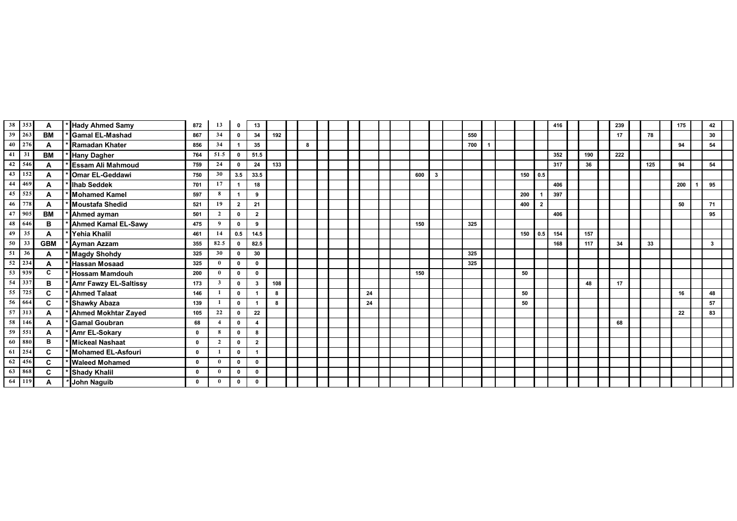| | | | | | | | | | | | | | | | | | | | | | | | | | | | | | | | | | | | | | | | | |
|---|---|---|---|---|---|---|---|---|---|---|---|---|---|---|---|---|---|---|---|---|---|---|---|---|---|---|---|---|---|---|---|---|---|---|---|---|---|---|---|---|
| 38 | 353 | A | * | Hady Ahmed Samy | 872 | 13 | 0 | 13 | | | | | | | | | | | | | | | | | | | | | 416 | | | | 239 | | | | 175 | | 42 | |
| 39 | 263 | BM | * | Gamal EL-Mashad | 867 | 34 | 0 | 34 | 192 | | | | | | | | | | | | | | 550 | | | | | | | | | | 17 | | 78 | | | | 30 | |
| 40 | 276 | A | * | Ramadan Khater | 856 | 34 | 1 | 35 | | | 8 | | | | | | | | | | | | 700 | 1 | | | | | | | | | | | | | 94 | | 54 | |
| 41 | 31 | BM | * | Hany Dagher | 764 | 51.5 | 0 | 51.5 | | | | | | | | | | | | | | | | | | | | | 352 | | 190 | | 222 | | | | | | | |
| 42 | 546 | A | * | Essam Ali Mahmoud | 759 | 24 | 0 | 24 | 133 | | | | | | | | | | | | | | | | | | | | 317 | | 36 | | | | 125 | | 94 | | 54 | |
| 43 | 152 | A | * | Omar EL-Geddawi | 750 | 30 | 3.5 | 33.5 | | | | | | | | | | | 600 | 3 | | | | | | | 150 | 0.5 | | | | | | | | | | | | |
| 44 | 469 | A | * | Ihab Seddek | 701 | 17 | 1 | 18 | | | | | | | | | | | | | | | | | | | | | 406 | | | | | | | | 200 | 1 | 95 | |
| 45 | 525 | A | * | Mohamed Kamel | 597 | 8 | 1 | 9 | | | | | | | | | | | | | | | | | | | 200 | 1 | 397 | | | | | | | | | | | |
| 46 | 778 | A | * | Moustafa Shedid | 521 | 19 | 2 | 21 | | | | | | | | | | | | | | | | | | | 400 | 2 | | | | | | | | | 50 | | 71 | |
| 47 | 905 | BM | * | Ahmed ayman | 501 | 2 | 0 | 2 | | | | | | | | | | | | | | | | | | | | | 406 | | | | | | | | | | 95 | |
| 48 | 646 | B | * | Ahmed Kamal EL-Sawy | 475 | 9 | 0 | 9 | | | | | | | | | | | 150 | | | | 325 | | | | | | | | | | | | | | | | | |
| 49 | 35 | A | * | Yehia Khalil | 461 | 14 | 0.5 | 14.5 | | | | | | | | | | | | | | | | | | | 150 | 0.5 | 154 | | 157 | | | | | | | | | |
| 50 | 33 | GBM | * | Ayman Azzam | 355 | 82.5 | 0 | 82.5 | | | | | | | | | | | | | | | | | | | | | 168 | | 117 | | 34 | | 33 | | | | 3 | |
| 51 | 36 | A | * | Magdy Shohdy | 325 | 30 | 0 | 30 | | | | | | | | | | | | | | | 325 | | | | | | | | | | | | | | | | | |
| 52 | 234 | A | * | Hassan Mosaad | 325 | 0 | 0 | 0 | | | | | | | | | | | | | | | 325 | | | | | | | | | | | | | | | | | |
| 53 | 939 | C | * | Hossam Mamdouh | 200 | 0 | 0 | 0 | | | | | | | | | | | 150 | | | | | | | | 50 | | | | | | | | | | | | | |
| 54 | 337 | B | * | Amr Fawzy EL-Saltissy | 173 | 3 | 0 | 3 | 108 | | | | | | | | | | | | | | | | | | | | | | 48 | | 17 | | | | | | | |
| 55 | 725 | C | * | Ahmed Talaat | 146 | 1 | 0 | 1 | 8 | | | | | | 24 | | | | | | | | | | | | 50 | | | | | | | | | | 16 | | 48 | |
| 56 | 664 | C | * | Shawky Abaza | 139 | 1 | 0 | 1 | 8 | | | | | | 24 | | | | | | | | | | | | 50 | | | | | | | | | | | | 57 | |
| 57 | 313 | A | * | Ahmed Mokhtar Zayed | 105 | 22 | 0 | 22 | | | | | | | | | | | | | | | | | | | | | | | | | | | | | 22 | | 83 | |
| 58 | 146 | A | * | Gamal Goubran | 68 | 4 | 0 | 4 | | | | | | | | | | | | | | | | | | | | | | | | | 68 | | | | | | | |
| 59 | 551 | A | * | Amr EL-Sokary | 0 | 8 | 0 | 8 | | | | | | | | | | | | | | | | | | | | | | | | | | | | | | | | |
| 60 | 880 | B | * | Mickeal Nashaat | 0 | 2 | 0 | 2 | | | | | | | | | | | | | | | | | | | | | | | | | | | | | | | | |
| 61 | 254 | C | * | Mohamed EL-Asfouri | 0 | 1 | 0 | 1 | | | | | | | | | | | | | | | | | | | | | | | | | | | | | | | | |
| 62 | 456 | C | * | Waleed Mohamed | 0 | 0 | 0 | 0 | | | | | | | | | | | | | | | | | | | | | | | | | | | | | | | | |
| 63 | 868 | C | * | Shady Khalil | 0 | 0 | 0 | 0 | | | | | | | | | | | | | | | | | | | | | | | | | | | | | | | | |
| 64 | 119 | A | * | John Naguib | 0 | 0 | 0 | 0 | | | | | | | | | | | | | | | | | | | | | | | | | | | | | | | | |